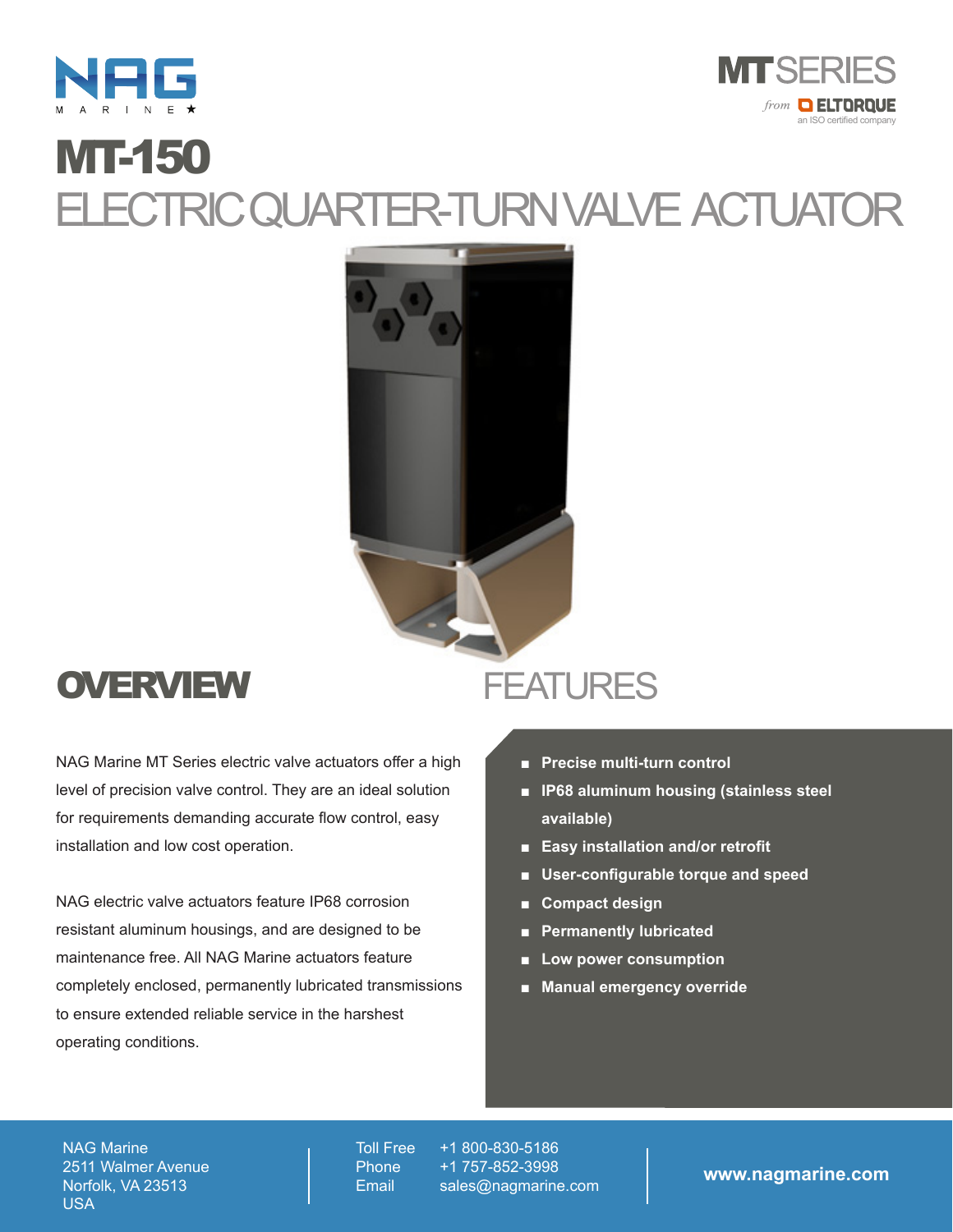NAG MARINE ★

**MT SERIES**
from ELTORQUE
an ISO certified company

# MT-150

## ELECTRIC QUARTER-TURN VALVE ACTUATOR

## OVERVIEW

NAG Marine MT Series electric valve actuators offer a high level of precision valve control. They are an ideal solution for requirements demanding accurate flow control, easy installation and low cost operation.

NAG electric valve actuators feature IP68 corrosion resistant aluminum housings, and are designed to be maintenance free. All NAG Marine actuators feature completely enclosed, permanently lubricated transmissions to ensure extended reliable service in the harshest operating conditions.

## FEATURES

- **Precise multi-turn control**
- **IP68 aluminum housing (stainless steel available)**
- **Easy installation and/or retrofit**
- **User-configurable torque and speed**
- **Compact design**
- **Permanently lubricated**
- **Low power consumption**
- **Manual emergency override**

NAG Marine
2511 Walmer Avenue
Norfolk, VA 23513
USA

Toll Free +1 800-830-5186
Phone +1 757-852-3998
Email sales@nagmarine.com

**www.nagmarine.com**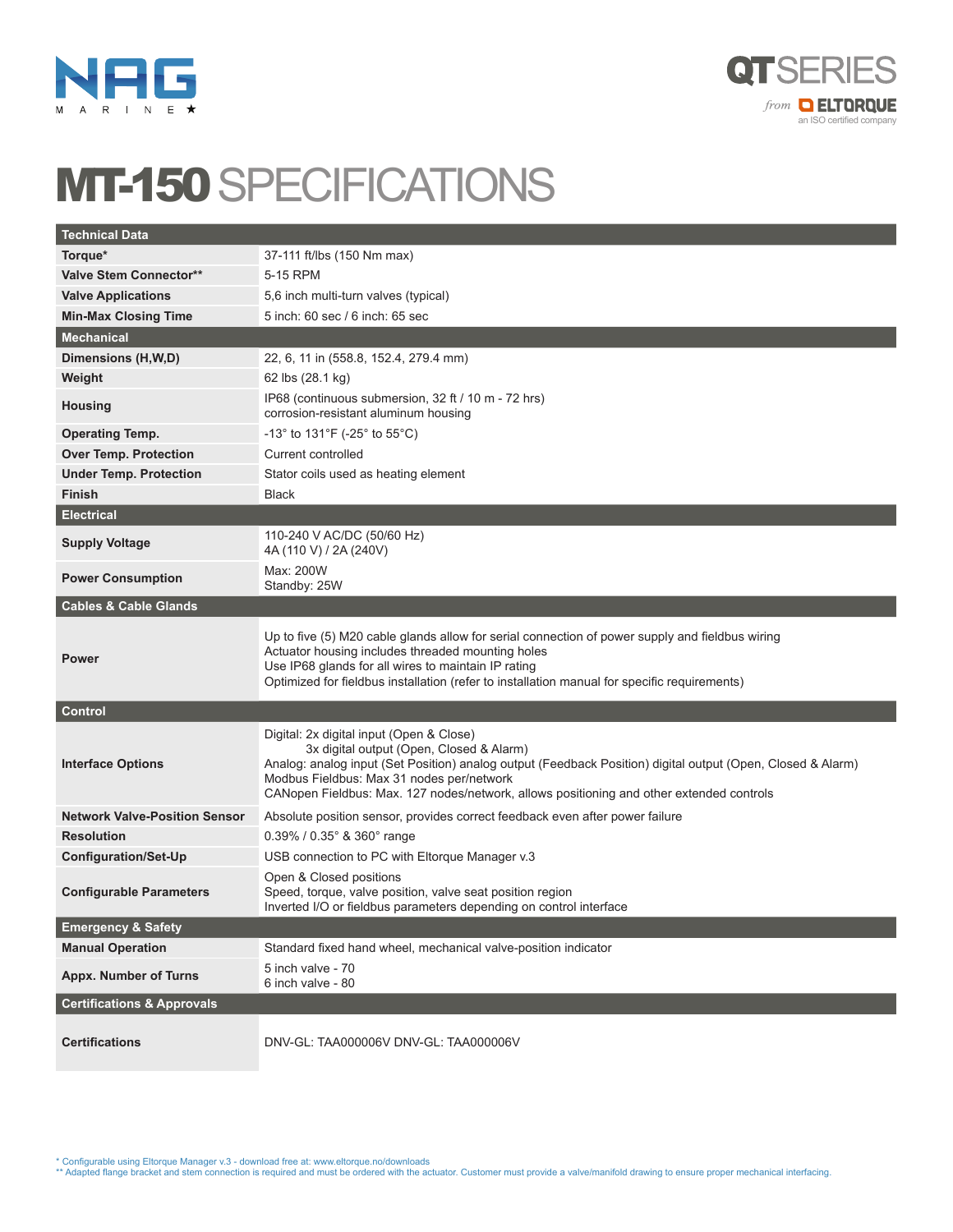NAG MARINE

QT SERIES from ELTORQUE an ISO certified company

# MT-150 SPECIFICATIONS

| | |
|---|---|
| **Technical Data** | |
| **Torque*** | 37-111 ft/lbs (150 Nm max) |
| **Valve Stem Connector**** | 5-15 RPM |
| **Valve Applications** | 5,6 inch multi-turn valves (typical) |
| **Min-Max Closing Time** | 5 inch: 60 sec / 6 inch: 65 sec |
| **Mechanical** | |
| **Dimensions (H,W,D)** | 22, 6, 11 in (558.8, 152.4, 279.4 mm) |
| **Weight** | 62 lbs (28.1 kg) |
| **Housing** | IP68 (continuous submersion, 32 ft / 10 m - 72 hrs)<br>corrosion-resistant aluminum housing |
| **Operating Temp.** | -13° to 131°F (-25° to 55°C) |
| **Over Temp. Protection** | Current controlled |
| **Under Temp. Protection** | Stator coils used as heating element |
| **Finish** | Black |
| **Electrical** | |
| **Supply Voltage** | 110-240 V AC/DC (50/60 Hz)<br>4A (110 V) / 2A (240V) |
| **Power Consumption** | Max: 200W<br>Standby: 25W |
| **Cables & Cable Glands** | |
| **Power** | Up to five (5) M20 cable glands allow for serial connection of power supply and fieldbus wiring<br>Actuator housing includes threaded mounting holes<br>Use IP68 glands for all wires to maintain IP rating<br>Optimized for fieldbus installation (refer to installation manual for specific requirements) |
| **Control** | |
| **Interface Options** | Digital: 2x digital input (Open & Close)<br>3x digital output (Open, Closed & Alarm)<br>Analog: analog input (Set Position) analog output (Feedback Position) digital output (Open, Closed & Alarm)<br>Modbus Fieldbus: Max 31 nodes per/network<br>CANopen Fieldbus: Max. 127 nodes/network, allows positioning and other extended controls |
| **Network Valve-Position Sensor** | Absolute position sensor, provides correct feedback even after power failure |
| **Resolution** | 0.39% / 0.35° & 360° range |
| **Configuration/Set-Up** | USB connection to PC with Eltorque Manager v.3 |
| **Configurable Parameters** | Open & Closed positions<br>Speed, torque, valve position, valve seat position region<br>Inverted I/O or fieldbus parameters depending on control interface |
| **Emergency & Safety** | |
| **Manual Operation** | Standard fixed hand wheel, mechanical valve-position indicator |
| **Appx. Number of Turns** | 5 inch valve - 70<br>6 inch valve - 80 |
| **Certifications & Approvals** | |
| **Certifications** | DNV-GL: TAA000006V DNV-GL: TAA000006V |

\* Configurable using Eltorque Manager v.3 - download free at: www.eltorque.no/downloads
** Adapted flange bracket and stem connection is required and must be ordered with the actuator. Customer must provide a valve/manifold drawing to ensure proper mechanical interfacing.